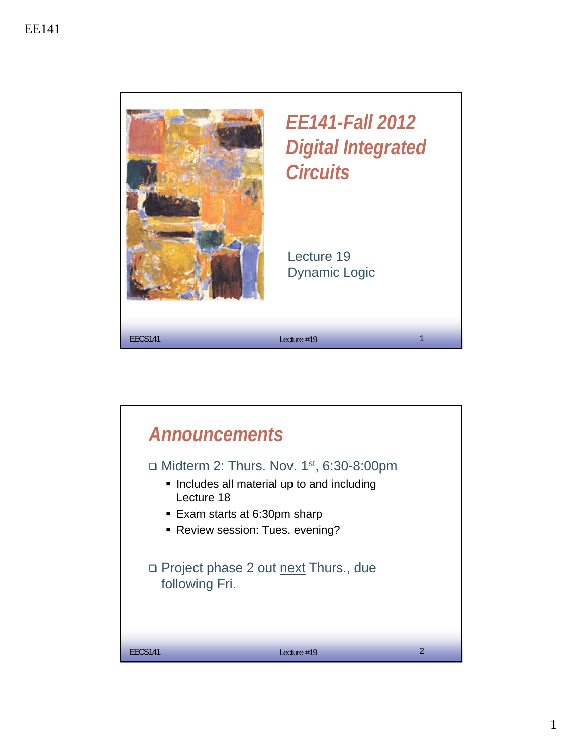# EE141-Fall 2012 Digital Integrated Circuits

Lecture 19
Dynamic Logic

## Announcements

- Midterm 2: Thurs. Nov. 1st, 6:30-8:00pm
  - Includes all material up to and including Lecture 18
  - Exam starts at 6:30pm sharp
  - Review session: Tues. evening?
- Project phase 2 out next Thurs., due following Fri.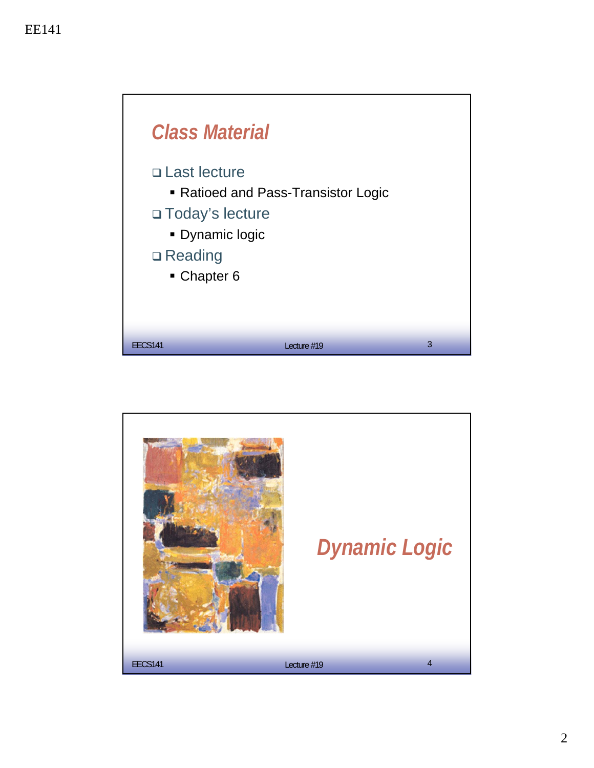## Class Material

- Last lecture
  - Ratioed and Pass-Transistor Logic
- Today's lecture
  - Dynamic logic
- Reading
  - Chapter 6

## Dynamic Logic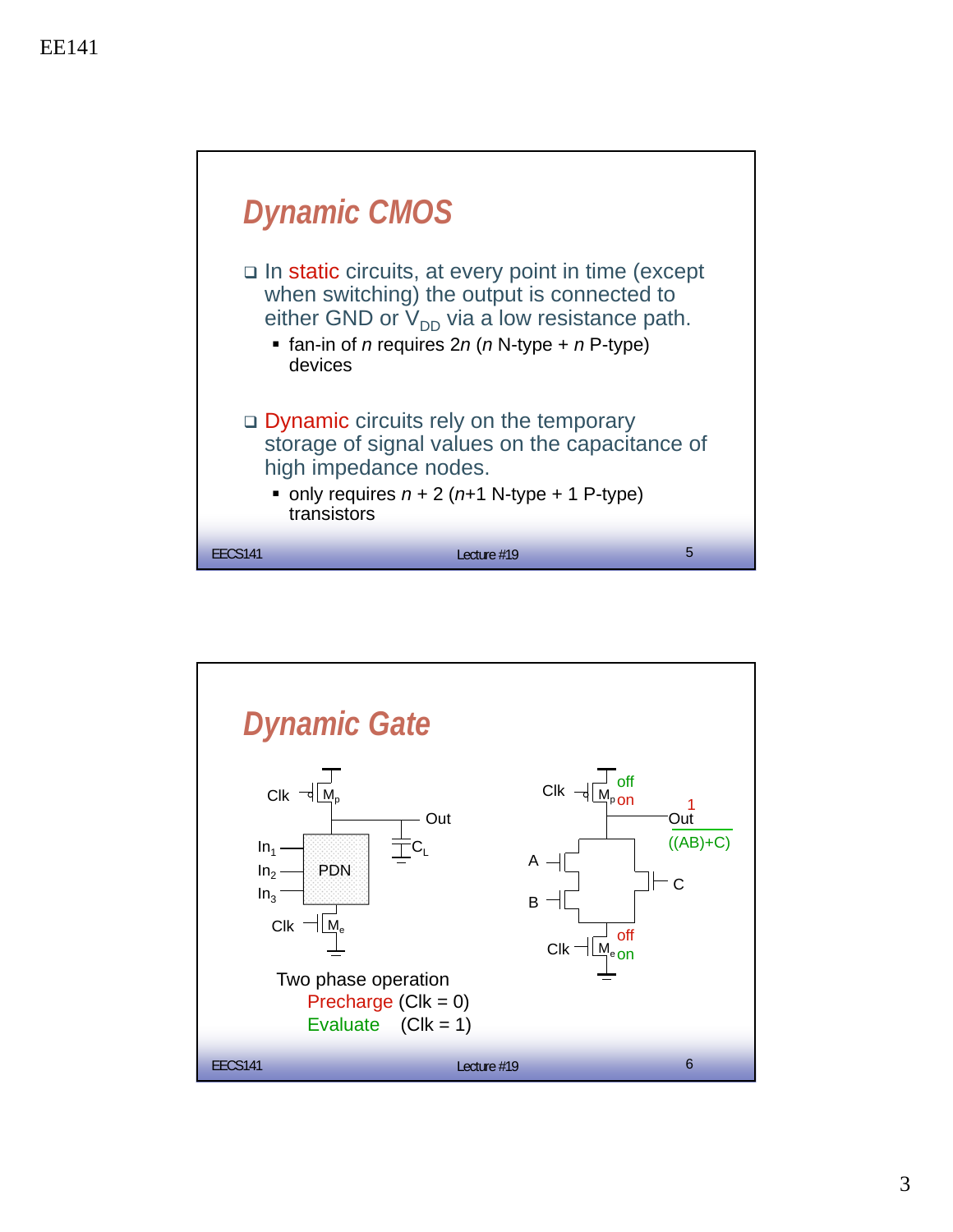## Dynamic CMOS

- In static circuits, at every point in time (except when switching) the output is connected to either GND or $V_{DD}$ via a low resistance path.
  - fan-in of *n* requires 2*n* (*n* N-type + *n* P-type) devices

- Dynamic circuits rely on the temporary storage of signal values on the capacitance of high impedance nodes.
  - only requires *n* + 2 (*n*+1 N-type + 1 P-type) transistors

## Dynamic Gate

Clk, $M_p$, Out, $C_L$, $In_1$, $In_2$, $In_3$, PDN, Clk, $M_e$

Clk, $M_p$ off / on, 1, Out, $\overline{((AB)+C)}$, A, B, C, Clk, $M_e$ off / on

Two phase operation
- Precharge (Clk = 0)
- Evaluate (Clk = 1)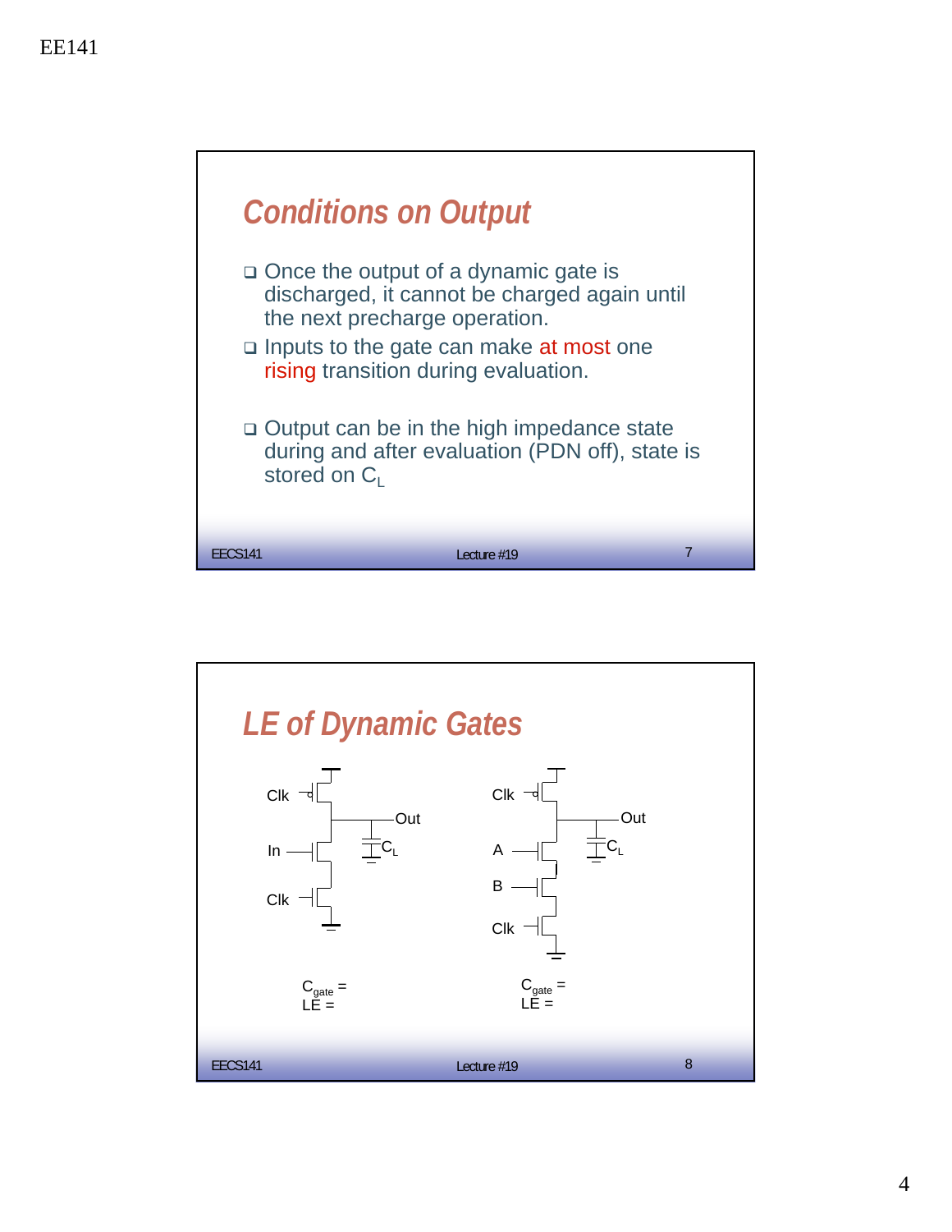## Conditions on Output

- Once the output of a dynamic gate is discharged, it cannot be charged again until the next precharge operation.
- Inputs to the gate can make at most one rising transition during evaluation.
- Output can be in the high impedance state during and after evaluation (PDN off), state is stored on $C_L$

## LE of Dynamic Gates

Clk, In, Clk, Out, $C_L$

$C_{gate}$ =
LE =

Clk, A, B, Clk, Out, $C_L$

$C_{gate}$ =
LE =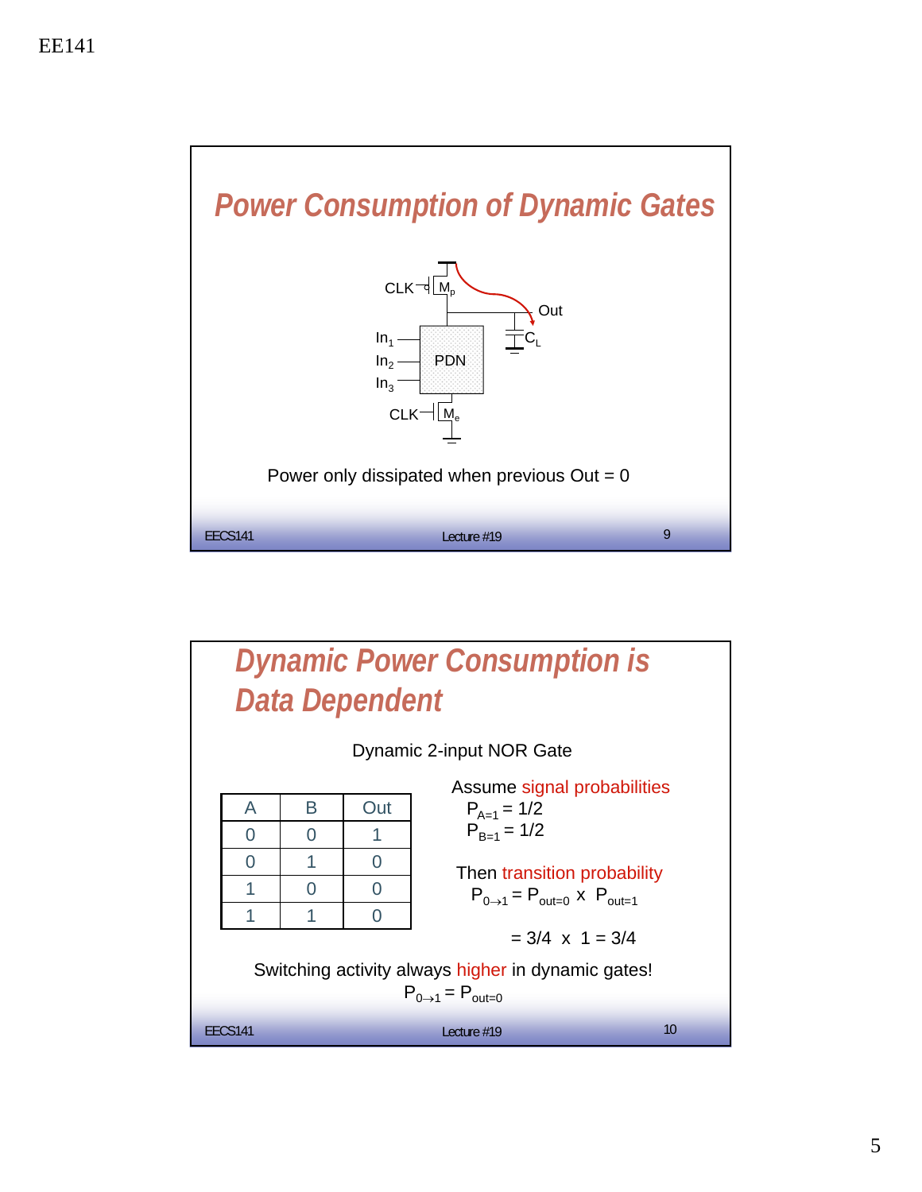## Power Consumption of Dynamic Gates

CLK — $M_p$ — Out — $C_L$

$In_1$, $In_2$, $In_3$ — PDN

CLK — $M_e$

Power only dissipated when previous Out = 0

## Dynamic Power Consumption is Data Dependent

Dynamic 2-input NOR Gate

| A | B | Out |
|---|---|---|
| 0 | 0 | 1 |
| 0 | 1 | 0 |
| 1 | 0 | 0 |
| 1 | 1 | 0 |

Assume signal probabilities

$P_{A=1} = 1/2$

$P_{B=1} = 1/2$

Then transition probability

$P_{0\rightarrow 1} = P_{out=0} \times P_{out=1}$

$= 3/4 \times 1 = 3/4$

Switching activity always higher in dynamic gates!

$P_{0\rightarrow 1} = P_{out=0}$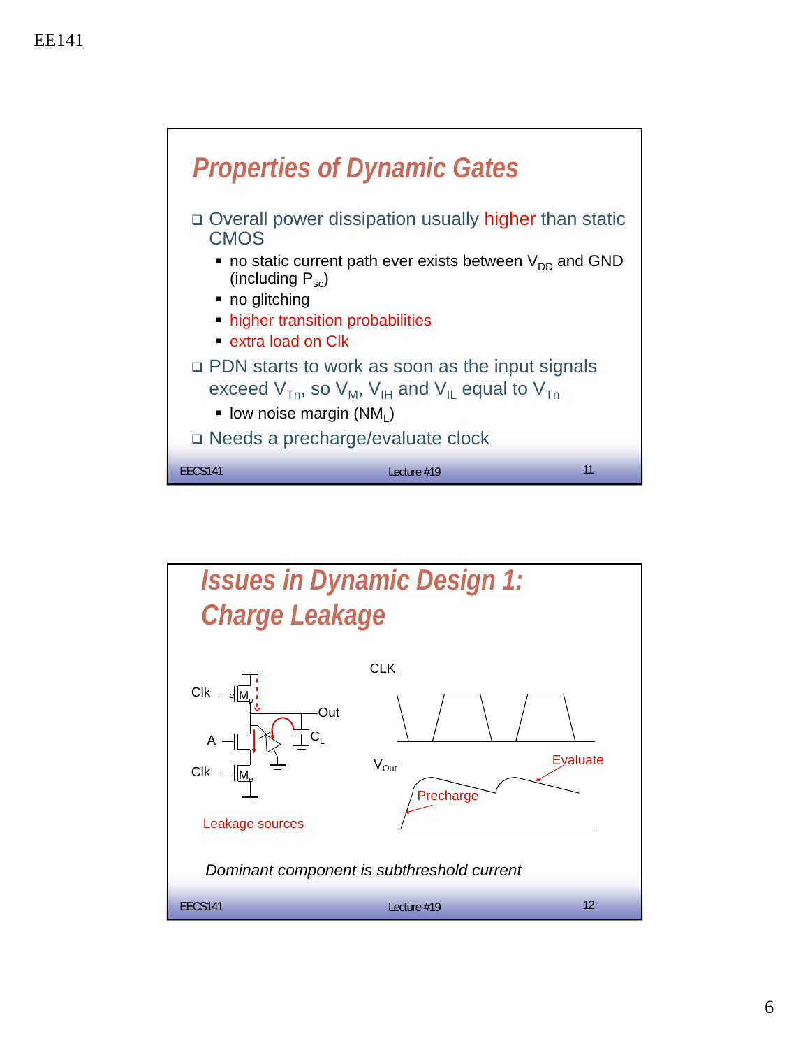## Properties of Dynamic Gates

- Overall power dissipation usually higher than static CMOS
  - no static current path ever exists between $V_{DD}$ and GND (including $P_{sc}$)
  - no glitching
  - higher transition probabilities
  - extra load on Clk
- PDN starts to work as soon as the input signals exceed $V_{Tn}$, so $V_M$, $V_{IH}$ and $V_{IL}$ equal to $V_{Tn}$
  - low noise margin ($NM_L$)
- Needs a precharge/evaluate clock

## Issues in Dynamic Design 1: Charge Leakage

Clk, $M_p$, Out, A, $C_L$, Clk, $M_e$

Leakage sources

CLK

$V_{Out}$

Precharge

Evaluate

*Dominant component is subthreshold current*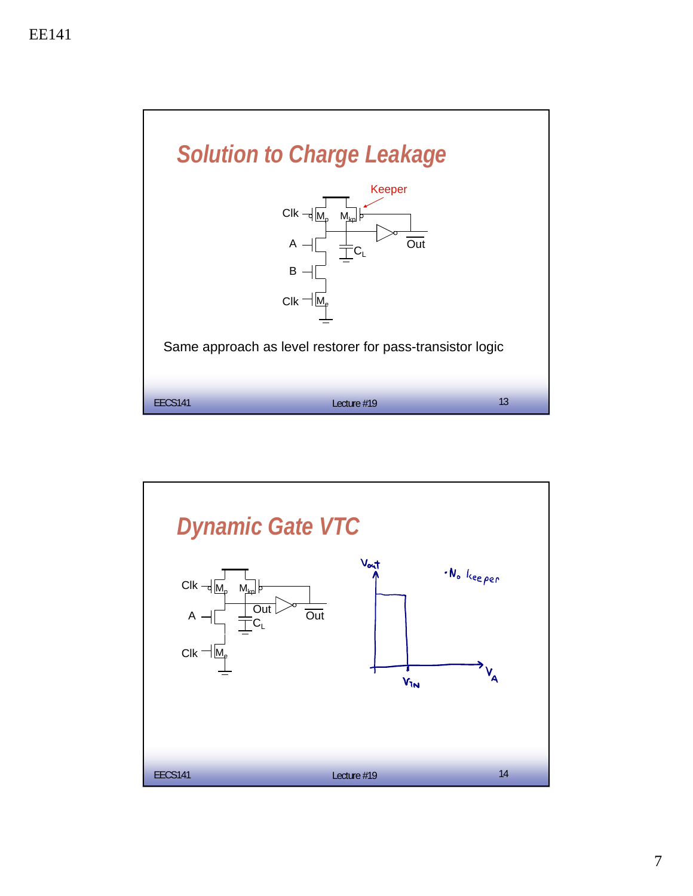## Solution to Charge Leakage

Keeper

Clk, $M_p$, $M_{kp}$, A, B, $C_L$, $\overline{Out}$, Clk, $M_e$

Same approach as level restorer for pass-transistor logic

## Dynamic Gate VTC

Clk, $M_p$, $M_{kp}$, A, Out, $\overline{Out}$, $C_L$, Clk, $M_e$

$V_{out}$

$V_A$

$V_{TN}$

• No keeper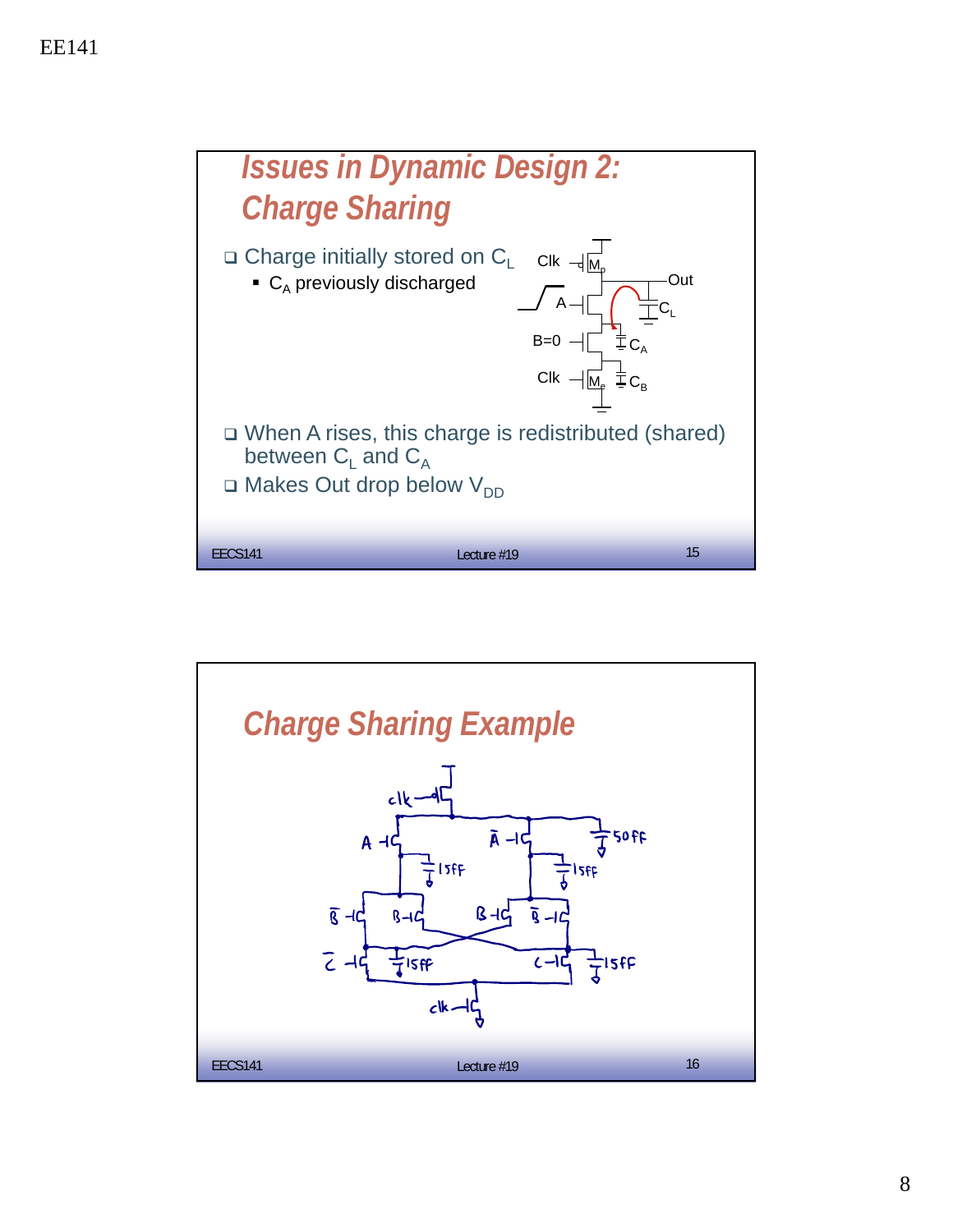## Issues in Dynamic Design 2: Charge Sharing

- Charge initially stored on $C_L$
  - $C_A$ previously discharged

Clk, $M_p$, Out, A, $C_L$, B=0, $C_A$, Clk, $M_e$, $C_B$

- When A rises, this charge is redistributed (shared) between $C_L$ and $C_A$
- Makes Out drop below $V_{DD}$

## Charge Sharing Example

clk, A, $\bar{A}$, 50fF, 15fF, 15fF, $\bar{B}$, B, B, $\bar{B}$, $\bar{C}$, 15fF, C, 15fF, clk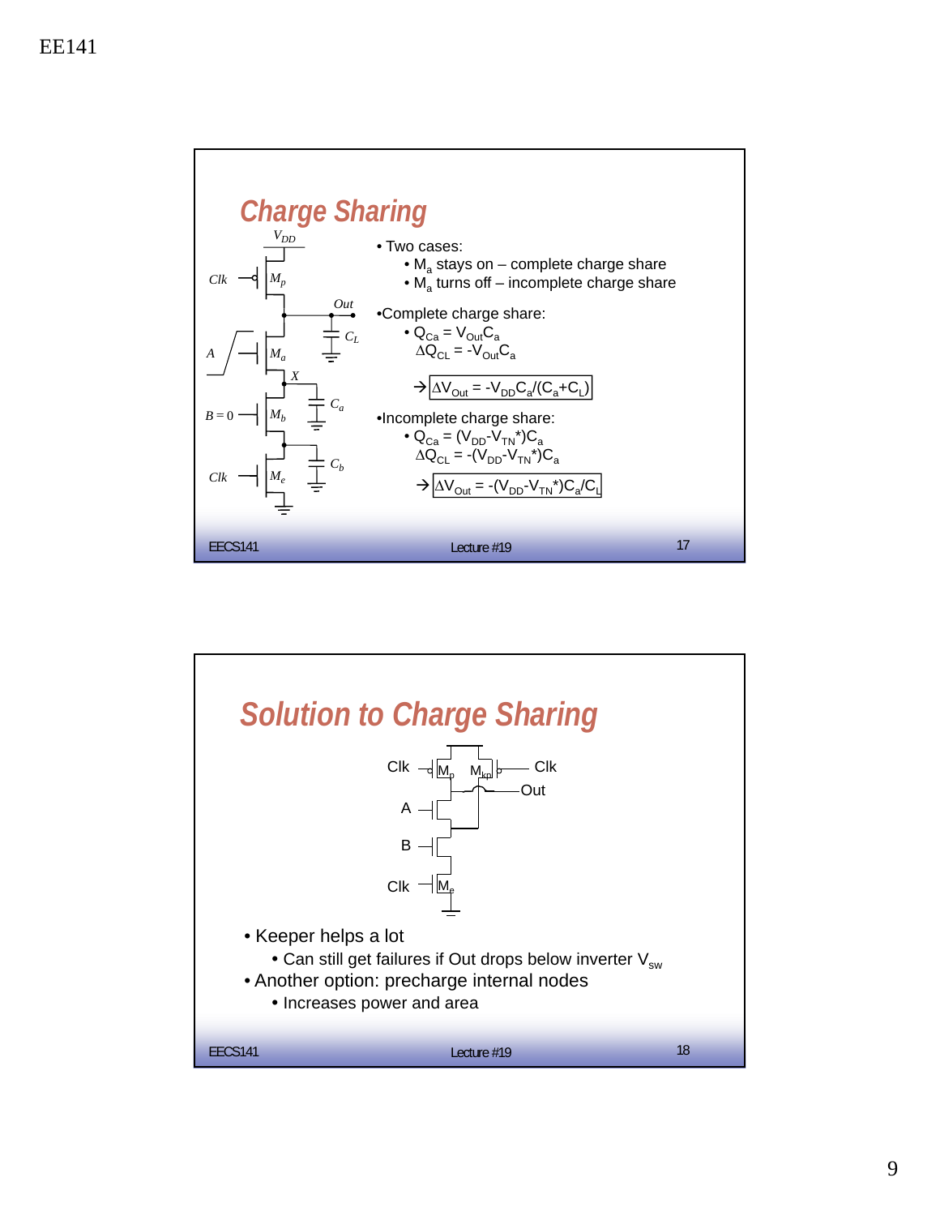## Charge Sharing

- Two cases:
  - $M_a$ stays on – complete charge share
  - $M_a$ turns off – incomplete charge share
- Complete charge share:
  - $Q_{Ca} = V_{Out}C_a$
    $\Delta Q_{CL} = -V_{Out}C_a$

  → $\Delta V_{Out} = -V_{DD}C_a/(C_a+C_L)$

- Incomplete charge share:
  - $Q_{Ca} = (V_{DD}-V_{TN}^*)C_a$
    $\Delta Q_{CL} = -(V_{DD}-V_{TN}^*)C_a$

  → $\Delta V_{Out} = -(V_{DD}-V_{TN}^*)C_a/C_L$

## Solution to Charge Sharing

- Keeper helps a lot
  - Can still get failures if Out drops below inverter $V_{sw}$
- Another option: precharge internal nodes
  - Increases power and area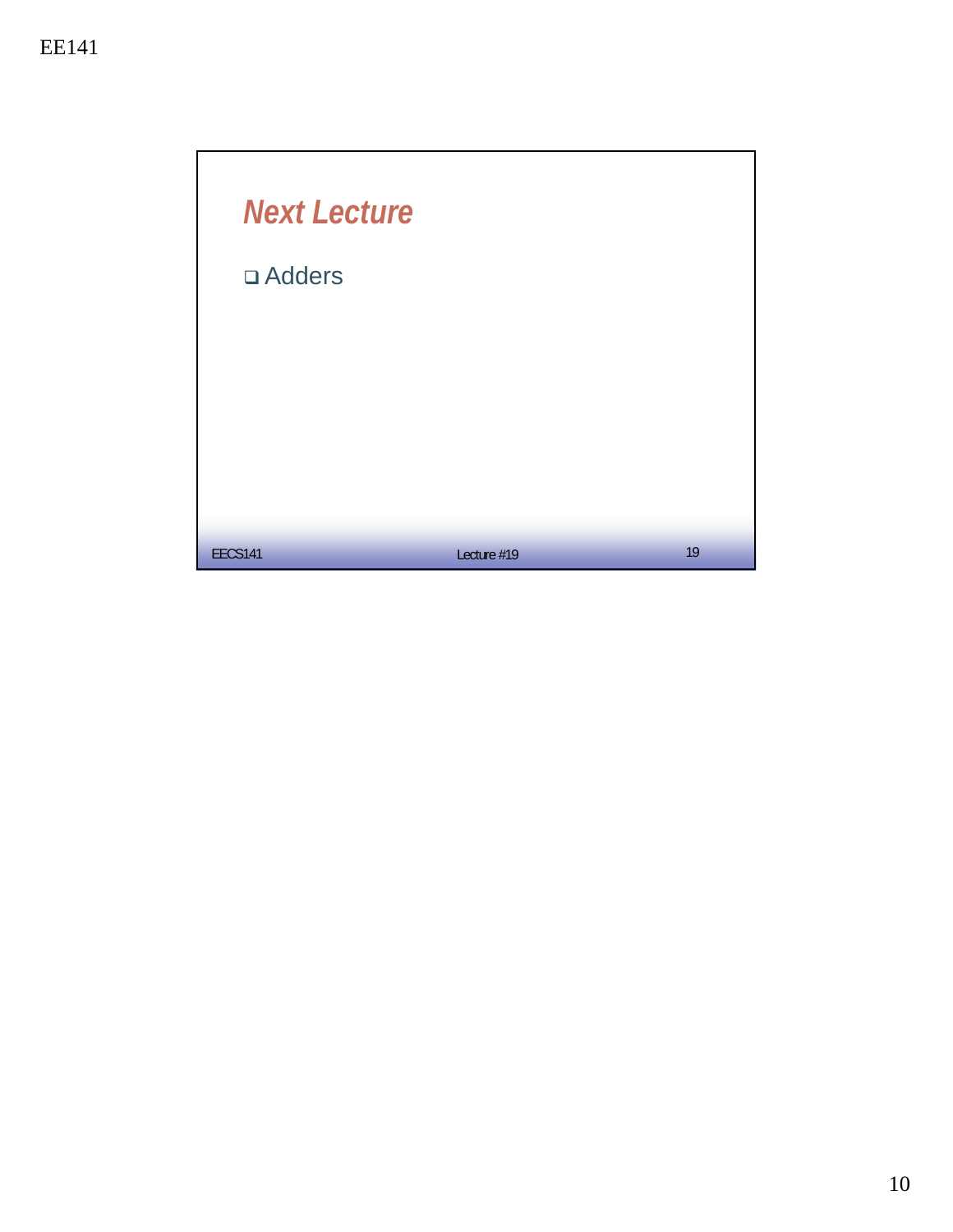## Next Lecture

- Adders